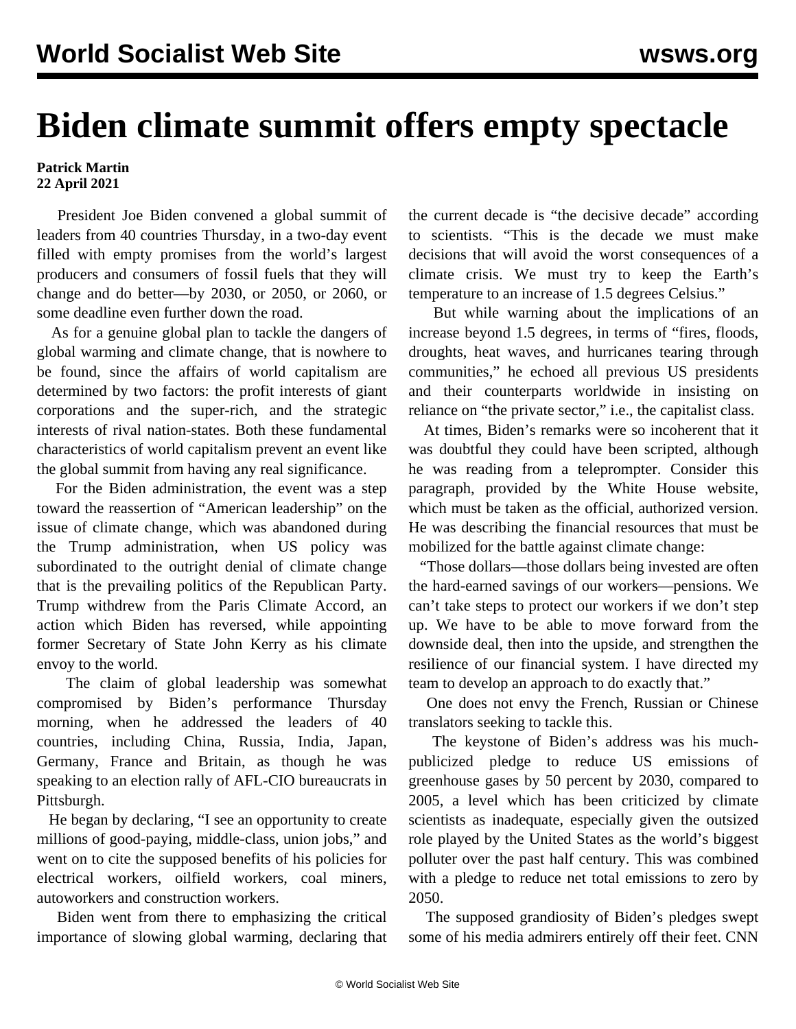# Biden climate summit offers empty spectacle

**Patrick Martin**
**22 April 2021**

President Joe Biden convened a global summit of leaders from 40 countries Thursday, in a two-day event filled with empty promises from the world's largest producers and consumers of fossil fuels that they will change and do better—by 2030, or 2050, or 2060, or some deadline even further down the road.

As for a genuine global plan to tackle the dangers of global warming and climate change, that is nowhere to be found, since the affairs of world capitalism are determined by two factors: the profit interests of giant corporations and the super-rich, and the strategic interests of rival nation-states. Both these fundamental characteristics of world capitalism prevent an event like the global summit from having any real significance.

For the Biden administration, the event was a step toward the reassertion of "American leadership" on the issue of climate change, which was abandoned during the Trump administration, when US policy was subordinated to the outright denial of climate change that is the prevailing politics of the Republican Party. Trump withdrew from the Paris Climate Accord, an action which Biden has reversed, while appointing former Secretary of State John Kerry as his climate envoy to the world.

The claim of global leadership was somewhat compromised by Biden's performance Thursday morning, when he addressed the leaders of 40 countries, including China, Russia, India, Japan, Germany, France and Britain, as though he was speaking to an election rally of AFL-CIO bureaucrats in Pittsburgh.

He began by declaring, "I see an opportunity to create millions of good-paying, middle-class, union jobs," and went on to cite the supposed benefits of his policies for electrical workers, oilfield workers, coal miners, autoworkers and construction workers.

Biden went from there to emphasizing the critical importance of slowing global warming, declaring that the current decade is "the decisive decade" according to scientists. "This is the decade we must make decisions that will avoid the worst consequences of a climate crisis. We must try to keep the Earth's temperature to an increase of 1.5 degrees Celsius."

But while warning about the implications of an increase beyond 1.5 degrees, in terms of "fires, floods, droughts, heat waves, and hurricanes tearing through communities," he echoed all previous US presidents and their counterparts worldwide in insisting on reliance on "the private sector," i.e., the capitalist class.

At times, Biden's remarks were so incoherent that it was doubtful they could have been scripted, although he was reading from a teleprompter. Consider this paragraph, provided by the White House website, which must be taken as the official, authorized version. He was describing the financial resources that must be mobilized for the battle against climate change:

"Those dollars—those dollars being invested are often the hard-earned savings of our workers—pensions. We can't take steps to protect our workers if we don't step up. We have to be able to move forward from the downside deal, then into the upside, and strengthen the resilience of our financial system. I have directed my team to develop an approach to do exactly that."

One does not envy the French, Russian or Chinese translators seeking to tackle this.

The keystone of Biden's address was his much-publicized pledge to reduce US emissions of greenhouse gases by 50 percent by 2030, compared to 2005, a level which has been criticized by climate scientists as inadequate, especially given the outsized role played by the United States as the world's biggest polluter over the past half century. This was combined with a pledge to reduce net total emissions to zero by 2050.

The supposed grandiosity of Biden's pledges swept some of his media admirers entirely off their feet. CNN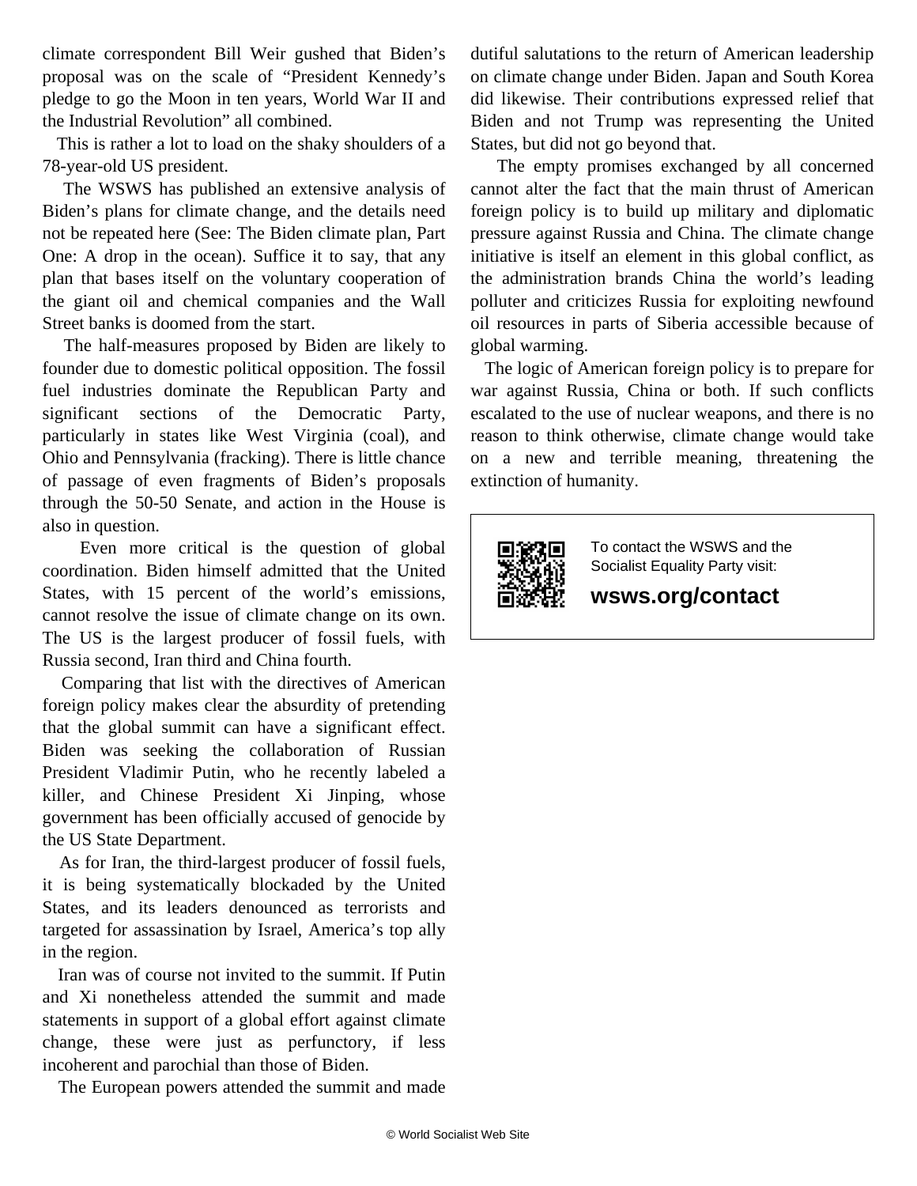climate correspondent Bill Weir gushed that Biden's proposal was on the scale of "President Kennedy's pledge to go the Moon in ten years, World War II and the Industrial Revolution" all combined.

This is rather a lot to load on the shaky shoulders of a 78-year-old US president.

The WSWS has published an extensive analysis of Biden's plans for climate change, and the details need not be repeated here (See: The Biden climate plan, Part One: A drop in the ocean). Suffice it to say, that any plan that bases itself on the voluntary cooperation of the giant oil and chemical companies and the Wall Street banks is doomed from the start.

The half-measures proposed by Biden are likely to founder due to domestic political opposition. The fossil fuel industries dominate the Republican Party and significant sections of the Democratic Party, particularly in states like West Virginia (coal), and Ohio and Pennsylvania (fracking). There is little chance of passage of even fragments of Biden's proposals through the 50-50 Senate, and action in the House is also in question.

Even more critical is the question of global coordination. Biden himself admitted that the United States, with 15 percent of the world's emissions, cannot resolve the issue of climate change on its own. The US is the largest producer of fossil fuels, with Russia second, Iran third and China fourth.

Comparing that list with the directives of American foreign policy makes clear the absurdity of pretending that the global summit can have a significant effect. Biden was seeking the collaboration of Russian President Vladimir Putin, who he recently labeled a killer, and Chinese President Xi Jinping, whose government has been officially accused of genocide by the US State Department.

As for Iran, the third-largest producer of fossil fuels, it is being systematically blockaded by the United States, and its leaders denounced as terrorists and targeted for assassination by Israel, America's top ally in the region.

Iran was of course not invited to the summit. If Putin and Xi nonetheless attended the summit and made statements in support of a global effort against climate change, these were just as perfunctory, if less incoherent and parochial than those of Biden.

The European powers attended the summit and made dutiful salutations to the return of American leadership on climate change under Biden. Japan and South Korea did likewise. Their contributions expressed relief that Biden and not Trump was representing the United States, but did not go beyond that.

The empty promises exchanged by all concerned cannot alter the fact that the main thrust of American foreign policy is to build up military and diplomatic pressure against Russia and China. The climate change initiative is itself an element in this global conflict, as the administration brands China the world's leading polluter and criticizes Russia for exploiting newfound oil resources in parts of Siberia accessible because of global warming.

The logic of American foreign policy is to prepare for war against Russia, China or both. If such conflicts escalated to the use of nuclear weapons, and there is no reason to think otherwise, climate change would take on a new and terrible meaning, threatening the extinction of humanity.

To contact the WSWS and the Socialist Equality Party visit:

**wsws.org/contact**